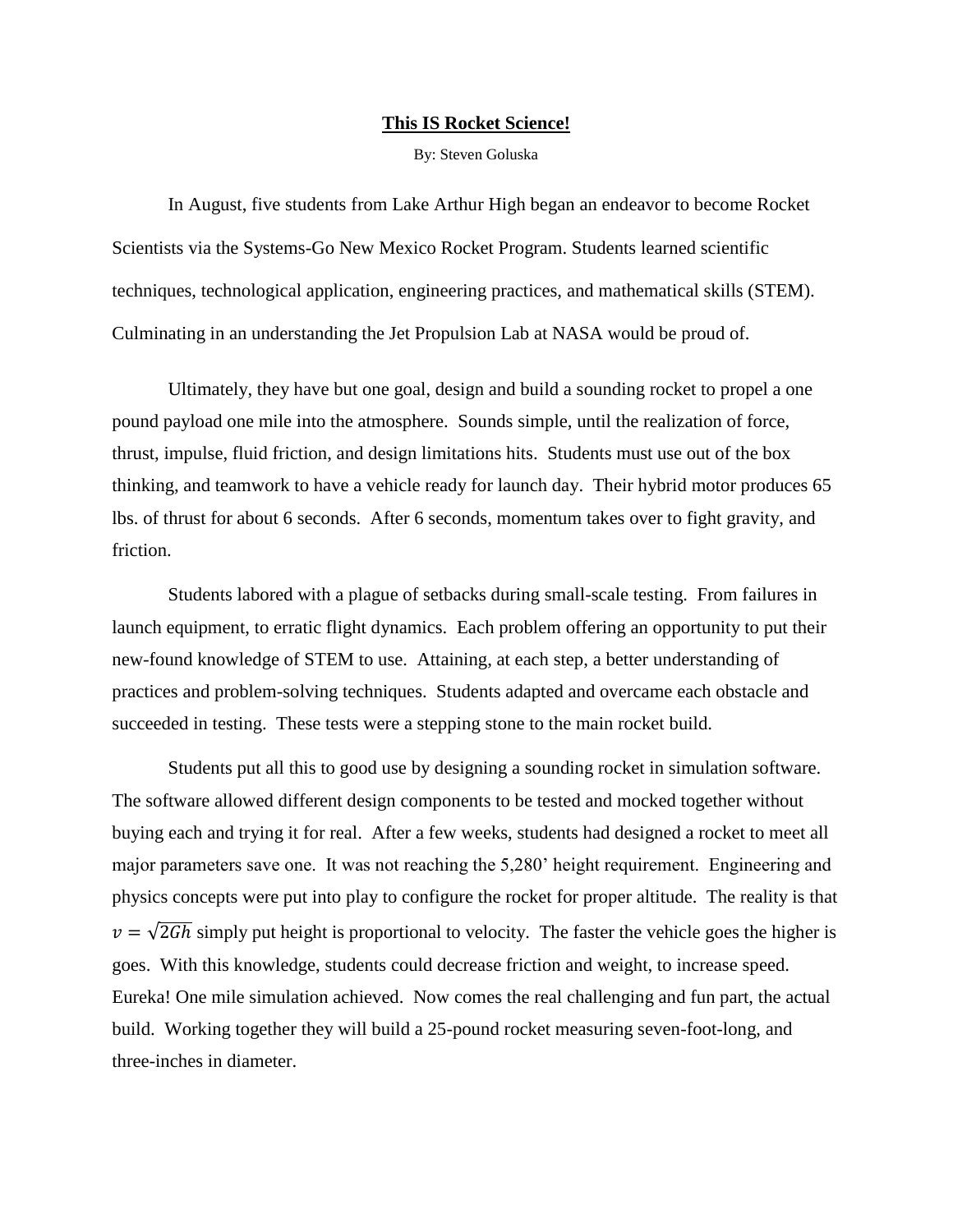# **This IS Rocket Science!**

By: Steven Goluska

In August, five students from Lake Arthur High began an endeavor to become Rocket Scientists via the Systems-Go New Mexico Rocket Program. Students learned scientific techniques, technological application, engineering practices, and mathematical skills (STEM). Culminating in an understanding the Jet Propulsion Lab at NASA would be proud of.

Ultimately, they have but one goal, design and build a sounding rocket to propel a one pound payload one mile into the atmosphere. Sounds simple, until the realization of force, thrust, impulse, fluid friction, and design limitations hits. Students must use out of the box thinking, and teamwork to have a vehicle ready for launch day. Their hybrid motor produces 65 lbs. of thrust for about 6 seconds. After 6 seconds, momentum takes over to fight gravity, and friction.

Students labored with a plague of setbacks during small-scale testing. From failures in launch equipment, to erratic flight dynamics. Each problem offering an opportunity to put their new-found knowledge of STEM to use. Attaining, at each step, a better understanding of practices and problem-solving techniques. Students adapted and overcame each obstacle and succeeded in testing. These tests were a stepping stone to the main rocket build.

Students put all this to good use by designing a sounding rocket in simulation software. The software allowed different design components to be tested and mocked together without buying each and trying it for real. After a few weeks, students had designed a rocket to meet all major parameters save one. It was not reaching the 5,280' height requirement. Engineering and physics concepts were put into play to configure the rocket for proper altitude. The reality is that $v = \sqrt{2Gh}$ simply put height is proportional to velocity. The faster the vehicle goes the higher is goes. With this knowledge, students could decrease friction and weight, to increase speed. Eureka! One mile simulation achieved. Now comes the real challenging and fun part, the actual build. Working together they will build a 25-pound rocket measuring seven-foot-long, and three-inches in diameter.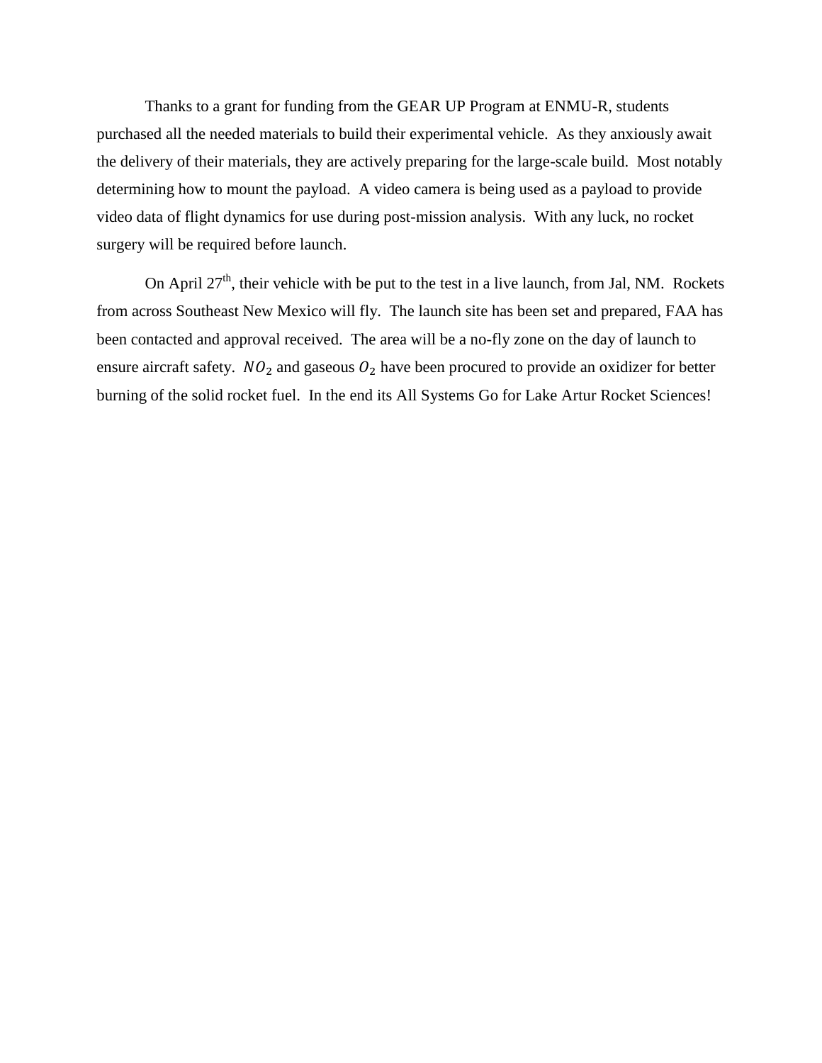Thanks to a grant for funding from the GEAR UP Program at ENMU-R, students purchased all the needed materials to build their experimental vehicle. As they anxiously await the delivery of their materials, they are actively preparing for the large-scale build. Most notably determining how to mount the payload. A video camera is being used as a payload to provide video data of flight dynamics for use during post-mission analysis. With any luck, no rocket surgery will be required before launch.

On April 27th, their vehicle with be put to the test in a live launch, from Jal, NM. Rockets from across Southeast New Mexico will fly. The launch site has been set and prepared, FAA has been contacted and approval received. The area will be a no-fly zone on the day of launch to ensure aircraft safety. $NO_2$ and gaseous $O_2$ have been procured to provide an oxidizer for better burning of the solid rocket fuel. In the end its All Systems Go for Lake Artur Rocket Sciences!